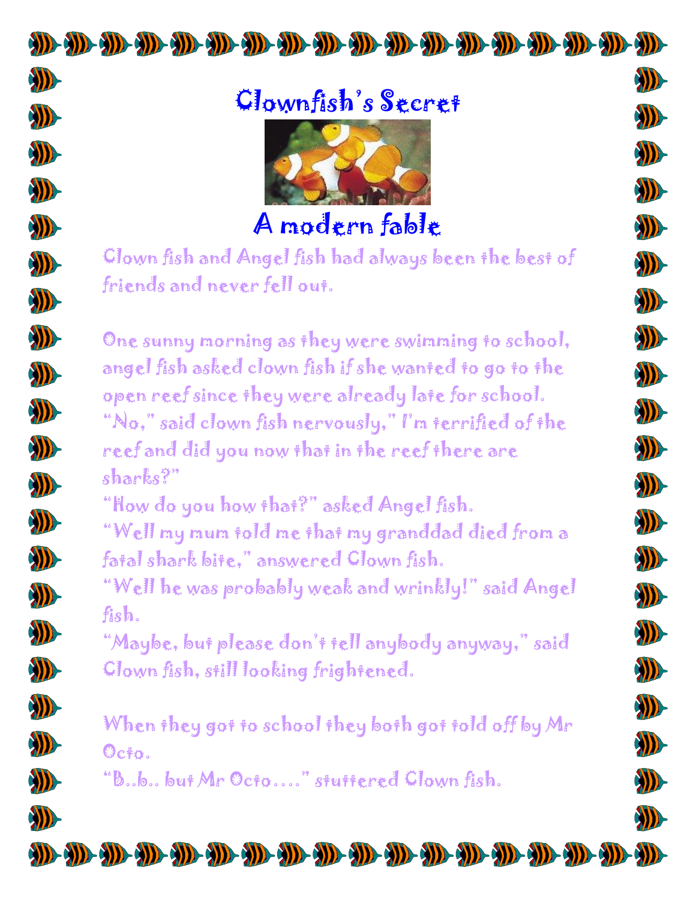# Clownfish's Secret

## A modern fable

Clown fish and Angel fish had always been the best of friends and never fell out.

One sunny morning as they were swimming to school, angel fish asked clown fish if she wanted to go to the open reef since they were already late for school.

"No," said clown fish nervously," I'm terrified of the reef and did you now that in the reef there are sharks?"

"How do you how that?" asked Angel fish.

"Well my mum told me that my granddad died from a fatal shark bite," answered Clown fish.

"Well he was probably weak and wrinkly!" said Angel fish.

"Maybe, but please don't tell anybody anyway," said Clown fish, still looking frightened.

When they got to school they both got told off by Mr Octo.

"B..b.. but Mr Octo…." stuttered Clown fish.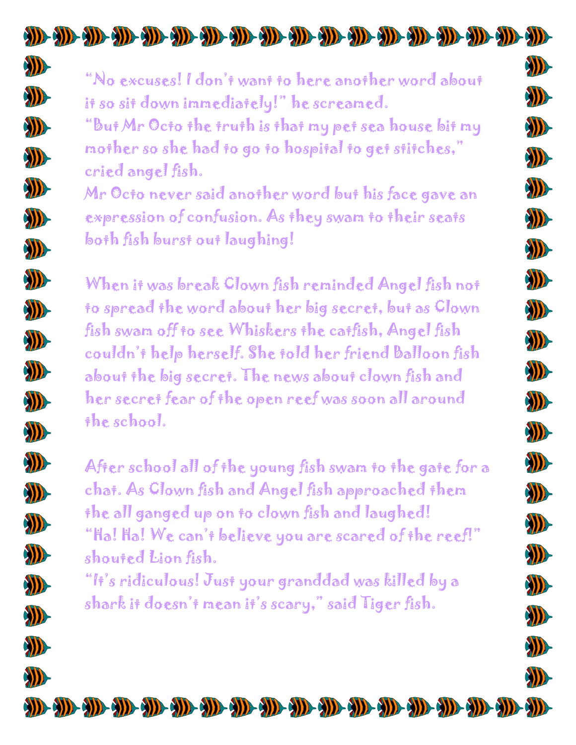"No excuses! I don't want to here another word about it so sit down immediately!" he screamed.
"But Mr Octo the truth is that my pet sea house bit my mother so she had to go to hospital to get stitches," cried angel fish.
Mr Octo never said another word but his face gave an expression of confusion. As they swam to their seats both fish burst out laughing!

When it was break Clown fish reminded Angel fish not to spread the word about her big secret, but as Clown fish swam off to see Whiskers the catfish, Angel fish couldn't help herself. She told her friend Balloon fish about the big secret. The news about clown fish and her secret fear of the open reef was soon all around the school.

After school all of the young fish swam to the gate for a chat. As Clown fish and Angel fish approached them the all ganged up on to clown fish and laughed!
"Ha! Ha! We can't believe you are scared of the reef!" shouted Lion fish.
"It's ridiculous! Just your granddad was killed by a shark it doesn't mean it's scary," said Tiger fish.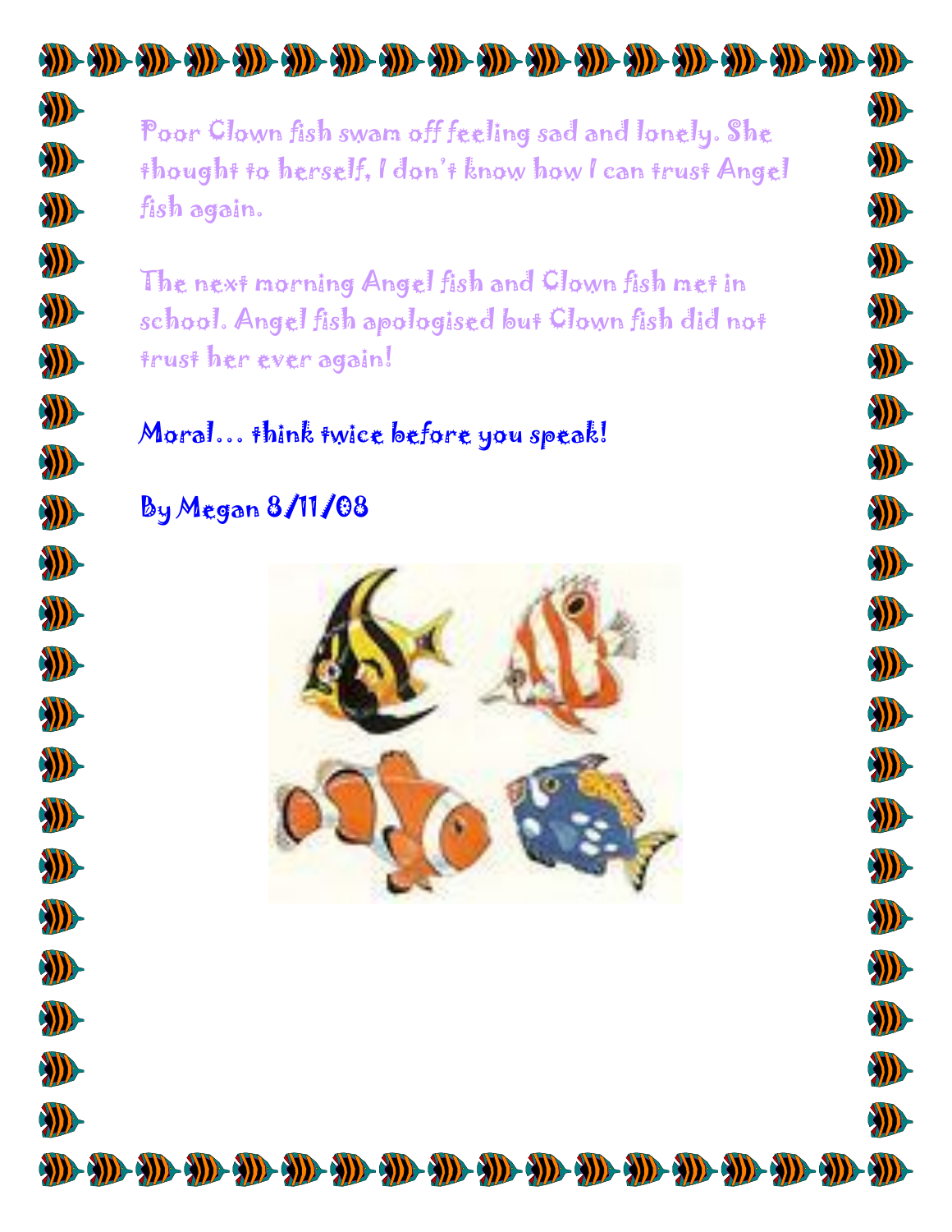Poor Clown fish swam off feeling sad and lonely. She thought to herself, I don't know how I can trust Angel fish again.

The next morning Angel fish and Clown fish met in school. Angel fish apologised but Clown fish did not trust her ever again!

Moral… think twice before you speak!

By Megan 8/11/08